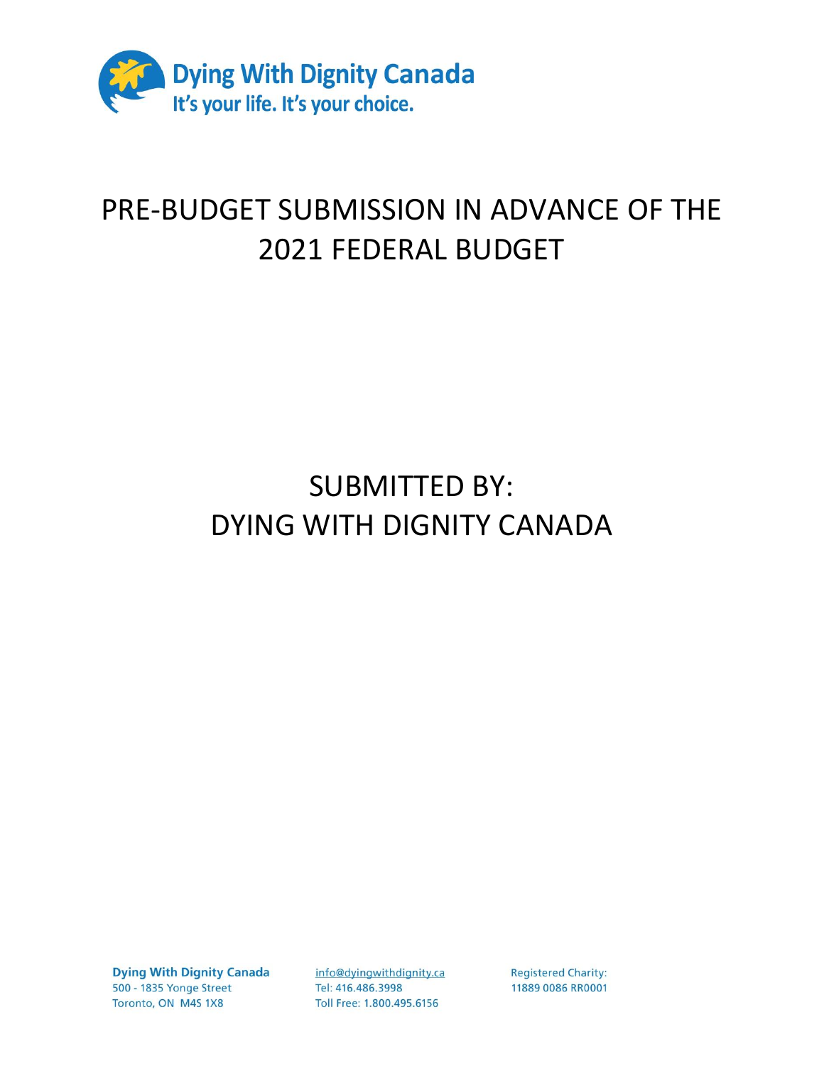**Dying With Dignity Canada**
It's your life. It's your choice.

# PRE-BUDGET SUBMISSION IN ADVANCE OF THE 2021 FEDERAL BUDGET

## SUBMITTED BY: DYING WITH DIGNITY CANADA

**Dying With Dignity Canada**
500 - 1835 Yonge Street
Toronto, ON M4S 1X8

info@dyingwithdignity.ca
Tel: 416.486.3998
Toll Free: 1.800.495.6156

Registered Charity:
11889 0086 RR0001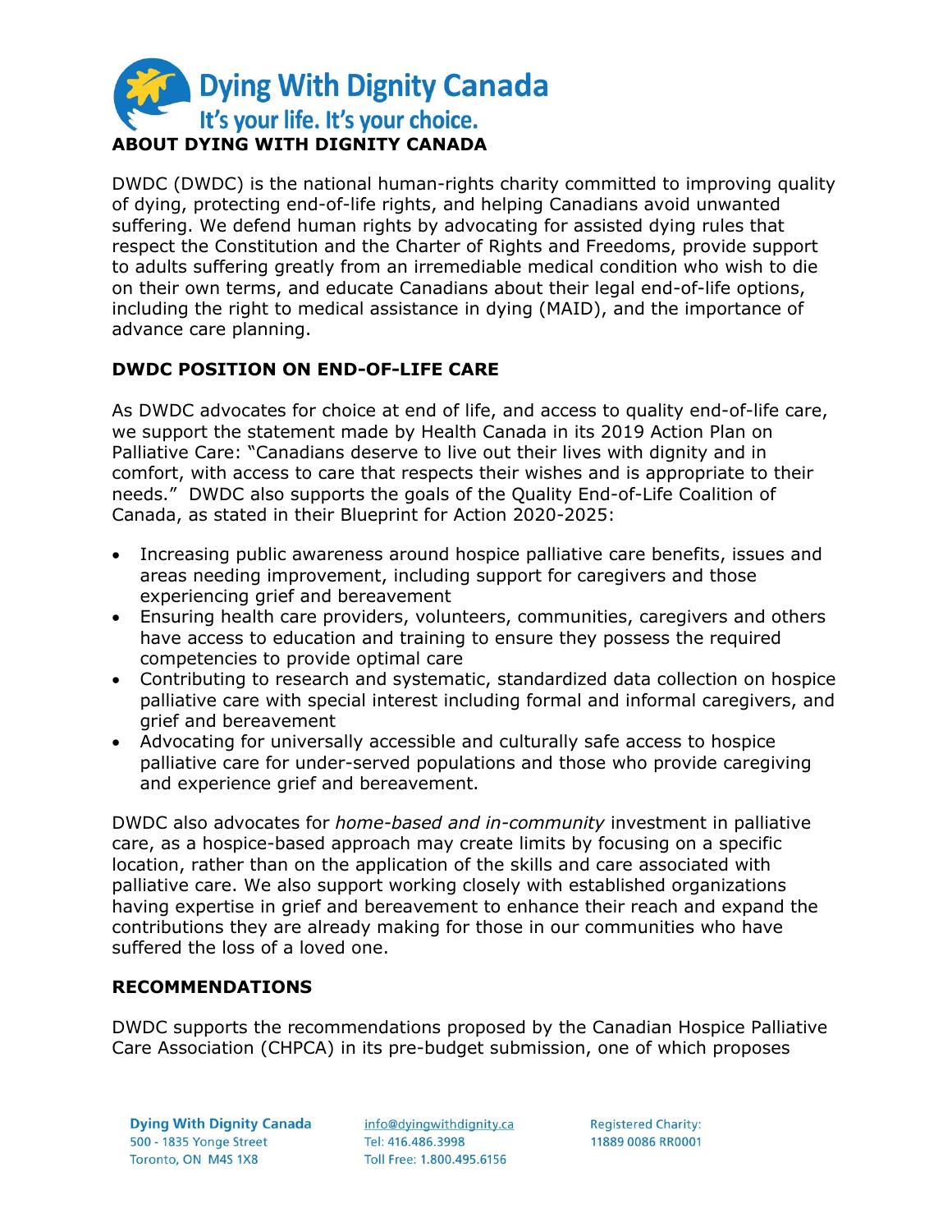# Dying With Dignity Canada

It's your life. It's your choice.

## ABOUT DYING WITH DIGNITY CANADA

DWDC (DWDC) is the national human-rights charity committed to improving quality of dying, protecting end-of-life rights, and helping Canadians avoid unwanted suffering. We defend human rights by advocating for assisted dying rules that respect the Constitution and the Charter of Rights and Freedoms, provide support to adults suffering greatly from an irremediable medical condition who wish to die on their own terms, and educate Canadians about their legal end-of-life options, including the right to medical assistance in dying (MAID), and the importance of advance care planning.

## DWDC POSITION ON END-OF-LIFE CARE

As DWDC advocates for choice at end of life, and access to quality end-of-life care, we support the statement made by Health Canada in its 2019 Action Plan on Palliative Care: "Canadians deserve to live out their lives with dignity and in comfort, with access to care that respects their wishes and is appropriate to their needs." DWDC also supports the goals of the Quality End-of-Life Coalition of Canada, as stated in their Blueprint for Action 2020-2025:

- Increasing public awareness around hospice palliative care benefits, issues and areas needing improvement, including support for caregivers and those experiencing grief and bereavement
- Ensuring health care providers, volunteers, communities, caregivers and others have access to education and training to ensure they possess the required competencies to provide optimal care
- Contributing to research and systematic, standardized data collection on hospice palliative care with special interest including formal and informal caregivers, and grief and bereavement
- Advocating for universally accessible and culturally safe access to hospice palliative care for under-served populations and those who provide caregiving and experience grief and bereavement.

DWDC also advocates for *home-based and in-community* investment in palliative care, as a hospice-based approach may create limits by focusing on a specific location, rather than on the application of the skills and care associated with palliative care. We also support working closely with established organizations having expertise in grief and bereavement to enhance their reach and expand the contributions they are already making for those in our communities who have suffered the loss of a loved one.

## RECOMMENDATIONS

DWDC supports the recommendations proposed by the Canadian Hospice Palliative Care Association (CHPCA) in its pre-budget submission, one of which proposes

Dying With Dignity Canada
500 - 1835 Yonge Street
Toronto, ON M4S 1X8

info@dyingwithdignity.ca
Tel: 416.486.3998
Toll Free: 1.800.495.6156

Registered Charity:
11889 0086 RR0001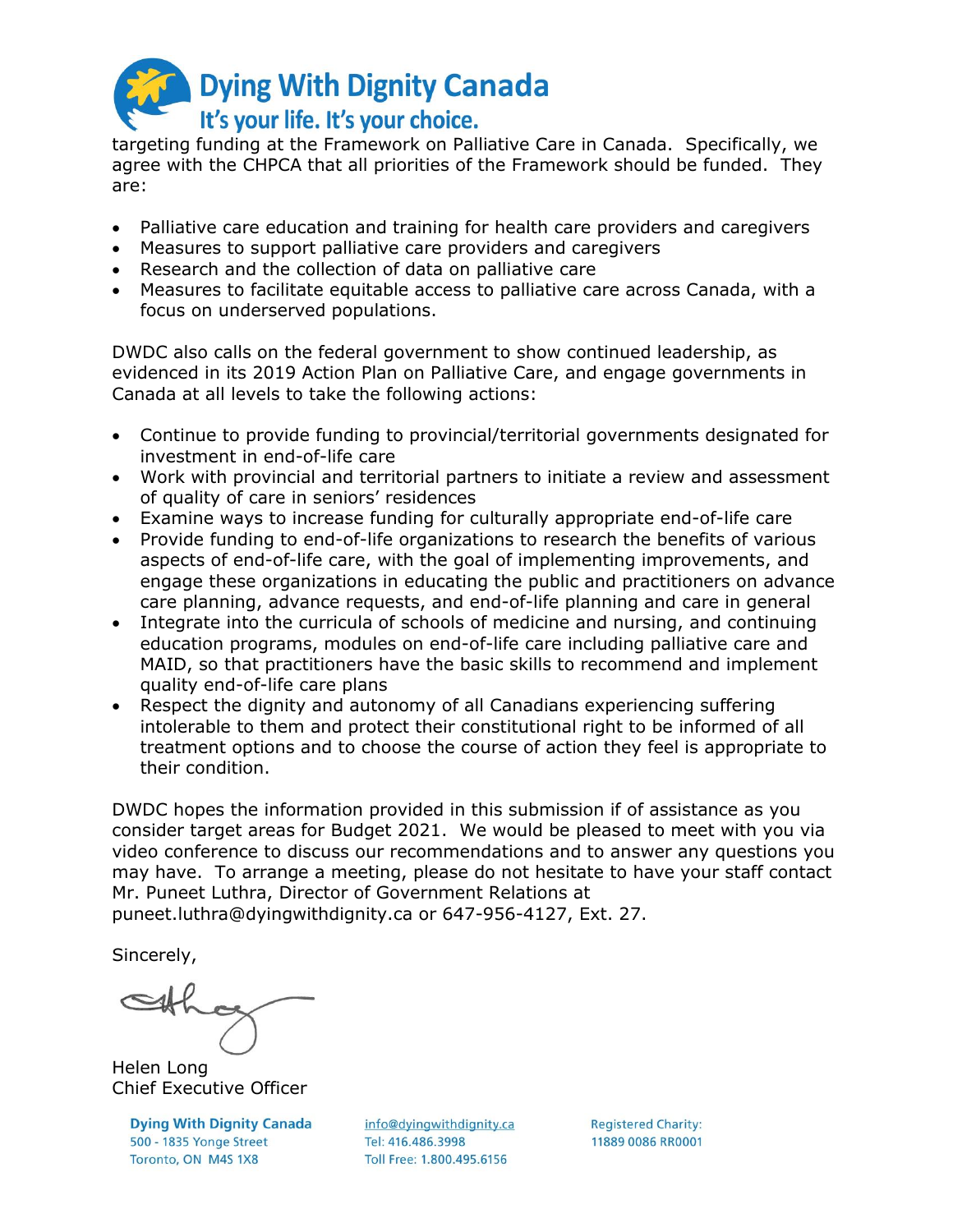targeting funding at the Framework on Palliative Care in Canada. Specifically, we agree with the CHPCA that all priorities of the Framework should be funded. They are:

- Palliative care education and training for health care providers and caregivers
- Measures to support palliative care providers and caregivers
- Research and the collection of data on palliative care
- Measures to facilitate equitable access to palliative care across Canada, with a focus on underserved populations.

DWDC also calls on the federal government to show continued leadership, as evidenced in its 2019 Action Plan on Palliative Care, and engage governments in Canada at all levels to take the following actions:

- Continue to provide funding to provincial/territorial governments designated for investment in end-of-life care
- Work with provincial and territorial partners to initiate a review and assessment of quality of care in seniors' residences
- Examine ways to increase funding for culturally appropriate end-of-life care
- Provide funding to end-of-life organizations to research the benefits of various aspects of end-of-life care, with the goal of implementing improvements, and engage these organizations in educating the public and practitioners on advance care planning, advance requests, and end-of-life planning and care in general
- Integrate into the curricula of schools of medicine and nursing, and continuing education programs, modules on end-of-life care including palliative care and MAID, so that practitioners have the basic skills to recommend and implement quality end-of-life care plans
- Respect the dignity and autonomy of all Canadians experiencing suffering intolerable to them and protect their constitutional right to be informed of all treatment options and to choose the course of action they feel is appropriate to their condition.

DWDC hopes the information provided in this submission if of assistance as you consider target areas for Budget 2021. We would be pleased to meet with you via video conference to discuss our recommendations and to answer any questions you may have. To arrange a meeting, please do not hesitate to have your staff contact Mr. Puneet Luthra, Director of Government Relations at puneet.luthra@dyingwithdignity.ca or 647-956-4127, Ext. 27.

Sincerely,

Helen Long
Chief Executive Officer

Dying With Dignity Canada
500 - 1835 Yonge Street
Toronto, ON M4S 1X8

info@dyingwithdignity.ca
Tel: 416.486.3998
Toll Free: 1.800.495.6156

Registered Charity:
11889 0086 RR0001